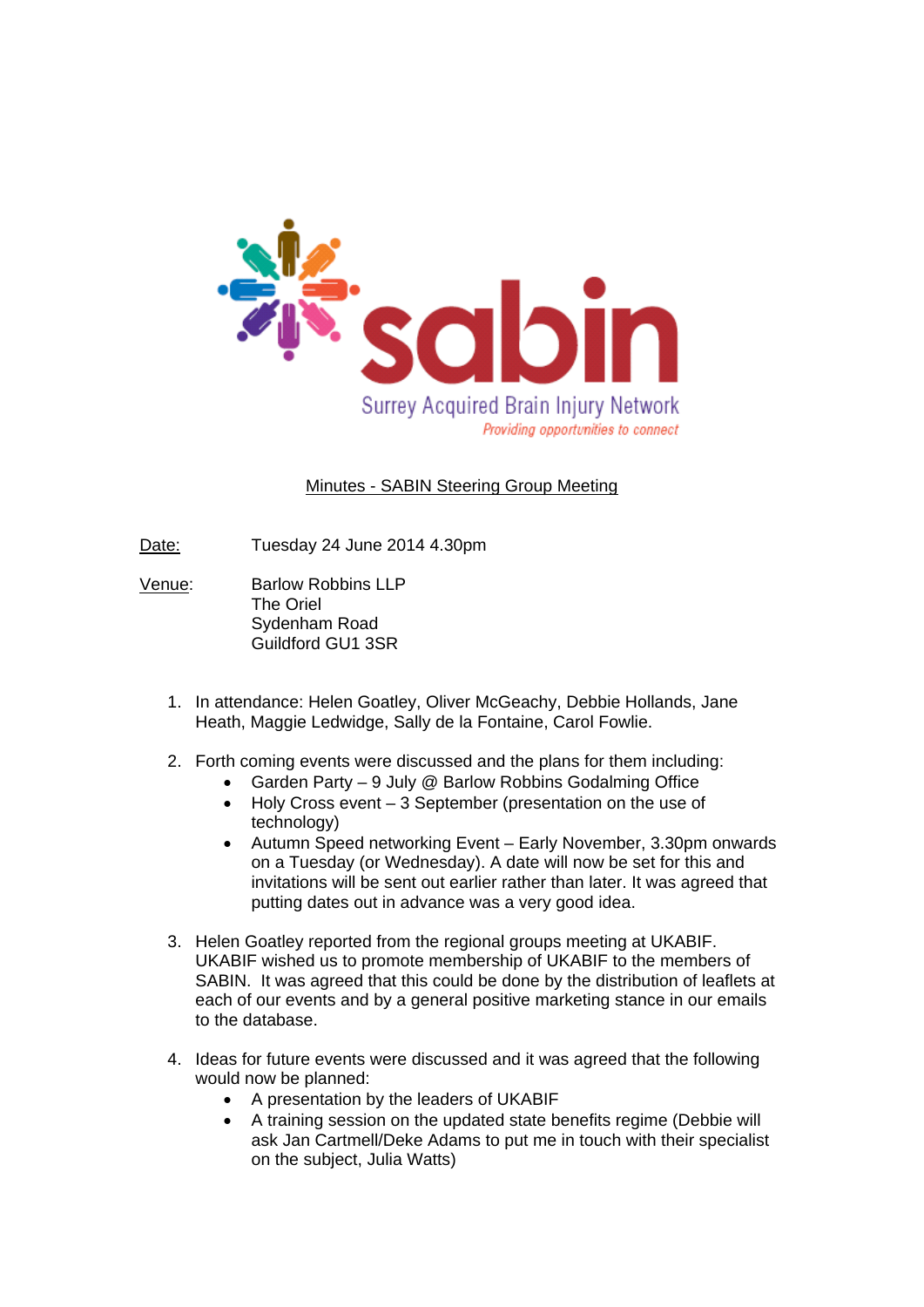sabin

Surrey Acquired Brain Injury Network

*Providing opportunities to connect*

## Minutes - SABIN Steering Group Meeting

Date: Tuesday 24 June 2014 4.30pm

Venue: Barlow Robbins LLP
The Oriel
Sydenham Road
Guildford GU1 3SR

1. In attendance: Helen Goatley, Oliver McGeachy, Debbie Hollands, Jane Heath, Maggie Ledwidge, Sally de la Fontaine, Carol Fowlie.

2. Forth coming events were discussed and the plans for them including:
   - Garden Party – 9 July @ Barlow Robbins Godalming Office
   - Holy Cross event – 3 September (presentation on the use of technology)
   - Autumn Speed networking Event – Early November, 3.30pm onwards on a Tuesday (or Wednesday). A date will now be set for this and invitations will be sent out earlier rather than later. It was agreed that putting dates out in advance was a very good idea.

3. Helen Goatley reported from the regional groups meeting at UKABIF. UKABIF wished us to promote membership of UKABIF to the members of SABIN. It was agreed that this could be done by the distribution of leaflets at each of our events and by a general positive marketing stance in our emails to the database.

4. Ideas for future events were discussed and it was agreed that the following would now be planned:
   - A presentation by the leaders of UKABIF
   - A training session on the updated state benefits regime (Debbie will ask Jan Cartmell/Deke Adams to put me in touch with their specialist on the subject, Julia Watts)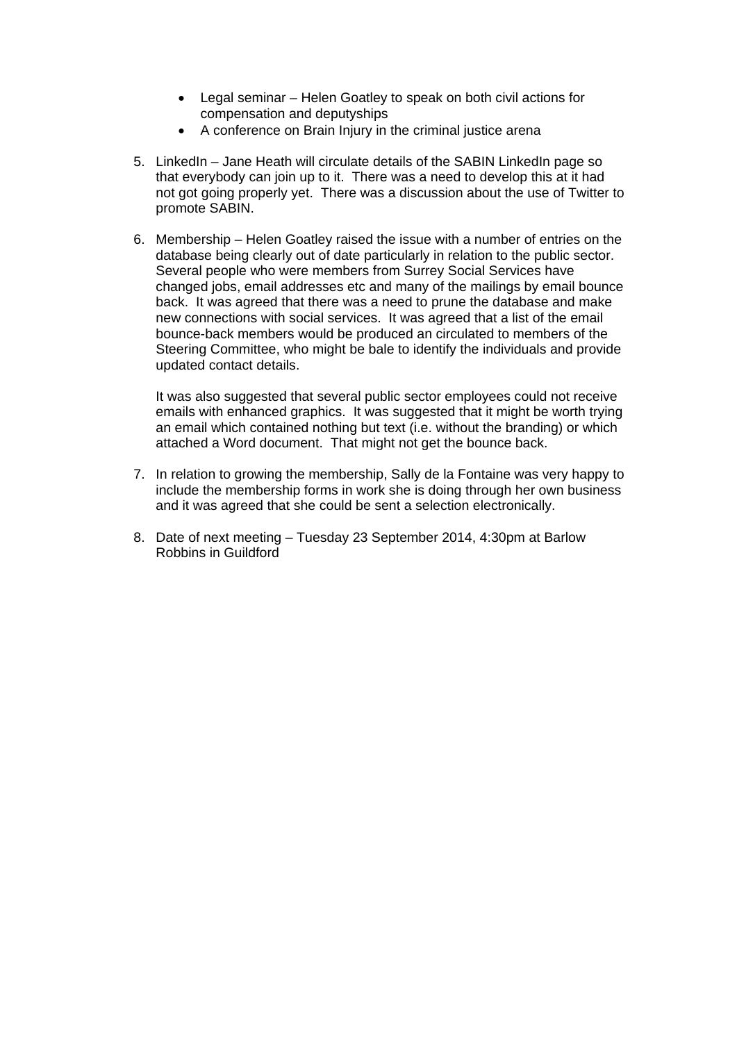- Legal seminar – Helen Goatley to speak on both civil actions for compensation and deputyships
- A conference on Brain Injury in the criminal justice arena

5. LinkedIn – Jane Heath will circulate details of the SABIN LinkedIn page so that everybody can join up to it. There was a need to develop this at it had not got going properly yet. There was a discussion about the use of Twitter to promote SABIN.

6. Membership – Helen Goatley raised the issue with a number of entries on the database being clearly out of date particularly in relation to the public sector. Several people who were members from Surrey Social Services have changed jobs, email addresses etc and many of the mailings by email bounce back. It was agreed that there was a need to prune the database and make new connections with social services. It was agreed that a list of the email bounce-back members would be produced an circulated to members of the Steering Committee, who might be bale to identify the individuals and provide updated contact details.

   It was also suggested that several public sector employees could not receive emails with enhanced graphics. It was suggested that it might be worth trying an email which contained nothing but text (i.e. without the branding) or which attached a Word document. That might not get the bounce back.

7. In relation to growing the membership, Sally de la Fontaine was very happy to include the membership forms in work she is doing through her own business and it was agreed that she could be sent a selection electronically.

8. Date of next meeting – Tuesday 23 September 2014, 4:30pm at Barlow Robbins in Guildford